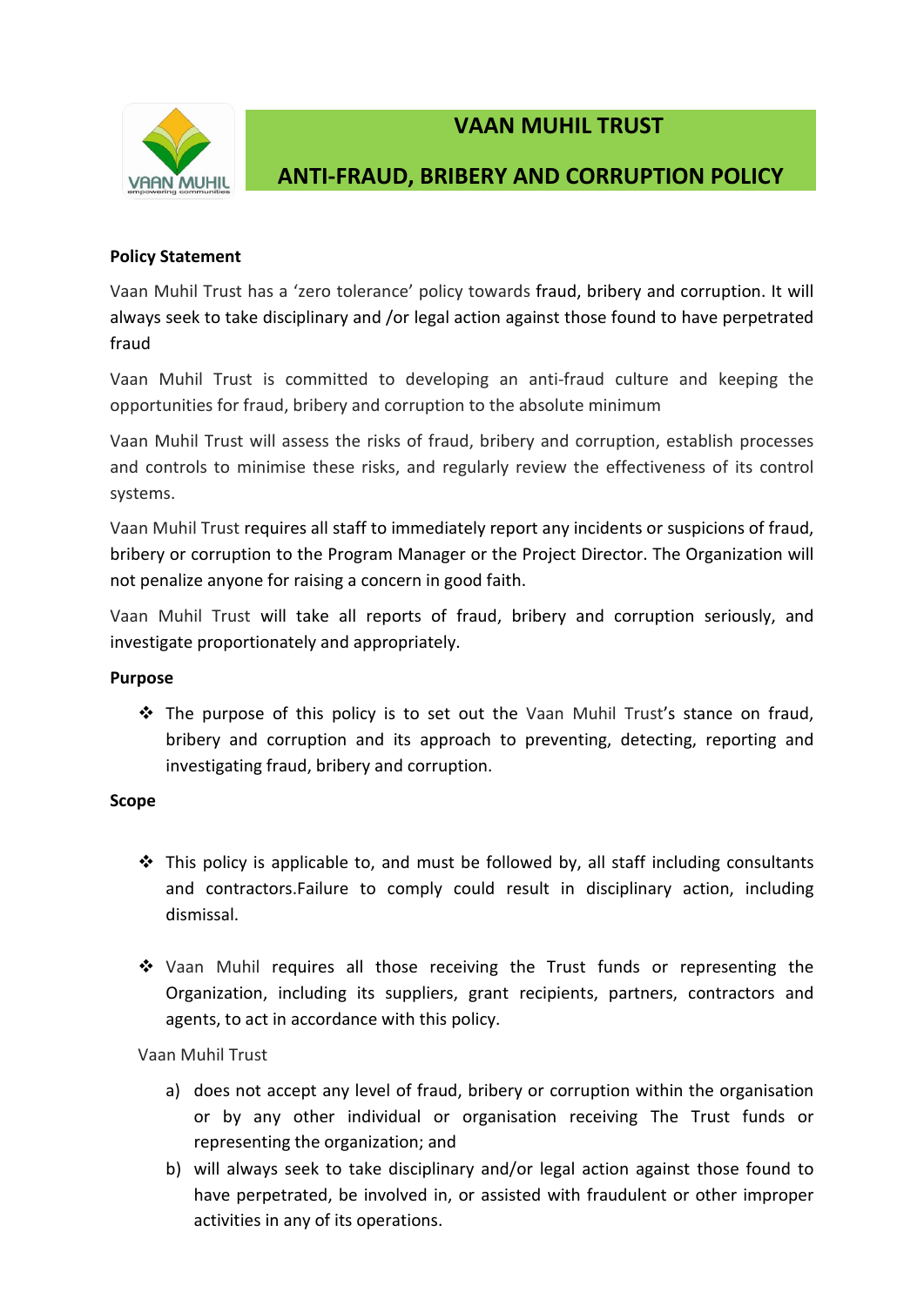# VAAN MUHIL TRUST

## ANTI-FRAUD, BRIBERY AND CORRUPTION POLICY

**Policy Statement**

Vaan Muhil Trust has a 'zero tolerance' policy towards fraud, bribery and corruption. It will always seek to take disciplinary and /or legal action against those found to have perpetrated fraud

Vaan Muhil Trust is committed to developing an anti-fraud culture and keeping the opportunities for fraud, bribery and corruption to the absolute minimum

Vaan Muhil Trust will assess the risks of fraud, bribery and corruption, establish processes and controls to minimise these risks, and regularly review the effectiveness of its control systems.

Vaan Muhil Trust requires all staff to immediately report any incidents or suspicions of fraud, bribery or corruption to the Program Manager or the Project Director. The Organization will not penalize anyone for raising a concern in good faith.

Vaan Muhil Trust will take all reports of fraud, bribery and corruption seriously, and investigate proportionately and appropriately.

**Purpose**

- The purpose of this policy is to set out the Vaan Muhil Trust's stance on fraud, bribery and corruption and its approach to preventing, detecting, reporting and investigating fraud, bribery and corruption.

**Scope**

- This policy is applicable to, and must be followed by, all staff including consultants and contractors.Failure to comply could result in disciplinary action, including dismissal.

- Vaan Muhil requires all those receiving the Trust funds or representing the Organization, including its suppliers, grant recipients, partners, contractors and agents, to act in accordance with this policy.

Vaan Muhil Trust

a) does not accept any level of fraud, bribery or corruption within the organisation or by any other individual or organisation receiving The Trust funds or representing the organization; and
b) will always seek to take disciplinary and/or legal action against those found to have perpetrated, be involved in, or assisted with fraudulent or other improper activities in any of its operations.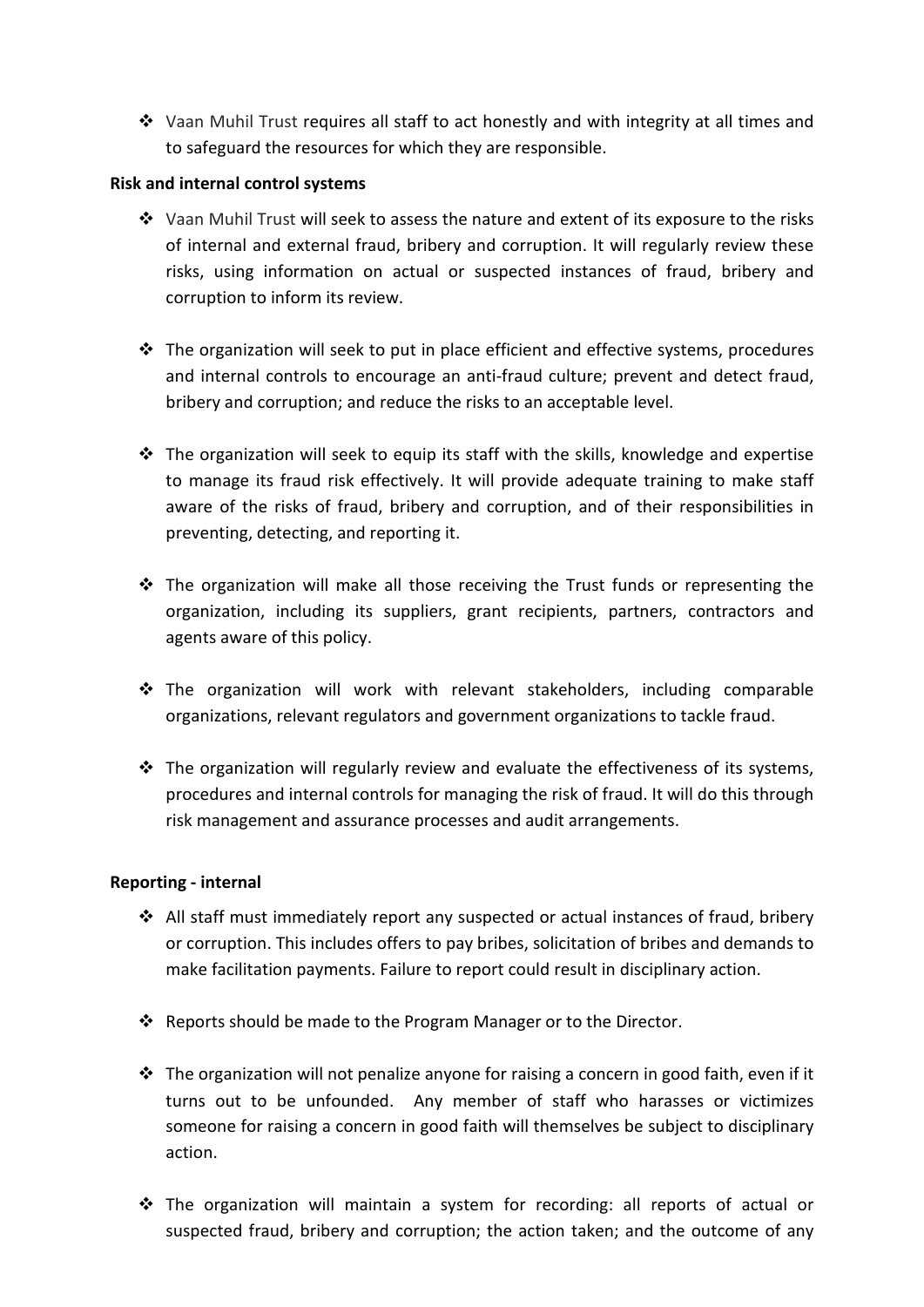- Vaan Muhil Trust requires all staff to act honestly and with integrity at all times and to safeguard the resources for which they are responsible.

**Risk and internal control systems**

- Vaan Muhil Trust will seek to assess the nature and extent of its exposure to the risks of internal and external fraud, bribery and corruption. It will regularly review these risks, using information on actual or suspected instances of fraud, bribery and corruption to inform its review.

- The organization will seek to put in place efficient and effective systems, procedures and internal controls to encourage an anti-fraud culture; prevent and detect fraud, bribery and corruption; and reduce the risks to an acceptable level.

- The organization will seek to equip its staff with the skills, knowledge and expertise to manage its fraud risk effectively. It will provide adequate training to make staff aware of the risks of fraud, bribery and corruption, and of their responsibilities in preventing, detecting, and reporting it.

- The organization will make all those receiving the Trust funds or representing the organization, including its suppliers, grant recipients, partners, contractors and agents aware of this policy.

- The organization will work with relevant stakeholders, including comparable organizations, relevant regulators and government organizations to tackle fraud.

- The organization will regularly review and evaluate the effectiveness of its systems, procedures and internal controls for managing the risk of fraud. It will do this through risk management and assurance processes and audit arrangements.

**Reporting - internal**

- All staff must immediately report any suspected or actual instances of fraud, bribery or corruption. This includes offers to pay bribes, solicitation of bribes and demands to make facilitation payments. Failure to report could result in disciplinary action.

- Reports should be made to the Program Manager or to the Director.

- The organization will not penalize anyone for raising a concern in good faith, even if it turns out to be unfounded. Any member of staff who harasses or victimizes someone for raising a concern in good faith will themselves be subject to disciplinary action.

- The organization will maintain a system for recording: all reports of actual or suspected fraud, bribery and corruption; the action taken; and the outcome of any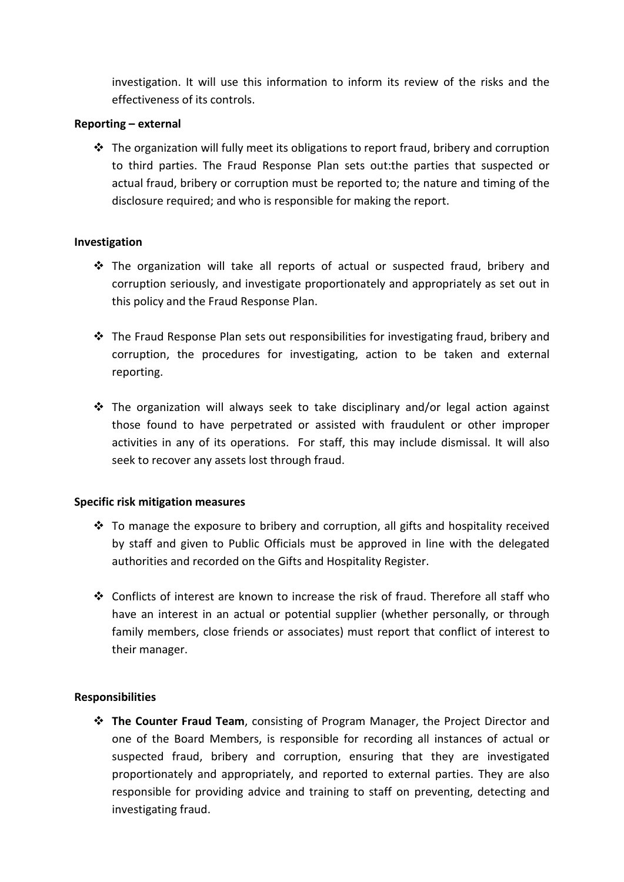investigation. It will use this information to inform its review of the risks and the effectiveness of its controls.

**Reporting – external**

- The organization will fully meet its obligations to report fraud, bribery and corruption to third parties. The Fraud Response Plan sets out:the parties that suspected or actual fraud, bribery or corruption must be reported to; the nature and timing of the disclosure required; and who is responsible for making the report.

**Investigation**

- The organization will take all reports of actual or suspected fraud, bribery and corruption seriously, and investigate proportionately and appropriately as set out in this policy and the Fraud Response Plan.

- The Fraud Response Plan sets out responsibilities for investigating fraud, bribery and corruption, the procedures for investigating, action to be taken and external reporting.

- The organization will always seek to take disciplinary and/or legal action against those found to have perpetrated or assisted with fraudulent or other improper activities in any of its operations. For staff, this may include dismissal. It will also seek to recover any assets lost through fraud.

**Specific risk mitigation measures**

- To manage the exposure to bribery and corruption, all gifts and hospitality received by staff and given to Public Officials must be approved in line with the delegated authorities and recorded on the Gifts and Hospitality Register.

- Conflicts of interest are known to increase the risk of fraud. Therefore all staff who have an interest in an actual or potential supplier (whether personally, or through family members, close friends or associates) must report that conflict of interest to their manager.

**Responsibilities**

- **The Counter Fraud Team**, consisting of Program Manager, the Project Director and one of the Board Members, is responsible for recording all instances of actual or suspected fraud, bribery and corruption, ensuring that they are investigated proportionately and appropriately, and reported to external parties. They are also responsible for providing advice and training to staff on preventing, detecting and investigating fraud.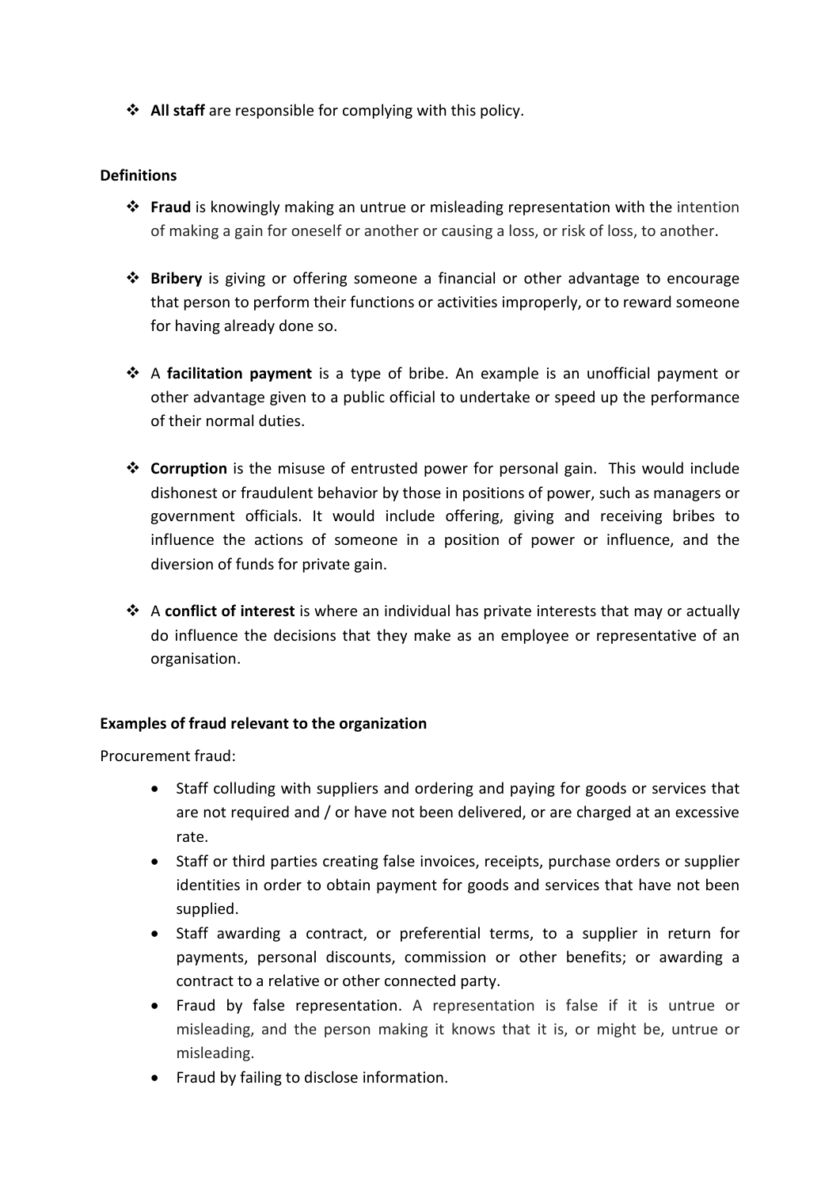- **All staff** are responsible for complying with this policy.

**Definitions**

- **Fraud** is knowingly making an untrue or misleading representation with the intention of making a gain for oneself or another or causing a loss, or risk of loss, to another.

- **Bribery** is giving or offering someone a financial or other advantage to encourage that person to perform their functions or activities improperly, or to reward someone for having already done so.

- A **facilitation payment** is a type of bribe. An example is an unofficial payment or other advantage given to a public official to undertake or speed up the performance of their normal duties.

- **Corruption** is the misuse of entrusted power for personal gain. This would include dishonest or fraudulent behavior by those in positions of power, such as managers or government officials. It would include offering, giving and receiving bribes to influence the actions of someone in a position of power or influence, and the diversion of funds for private gain.

- A **conflict of interest** is where an individual has private interests that may or actually do influence the decisions that they make as an employee or representative of an organisation.

**Examples of fraud relevant to the organization**

Procurement fraud:

- Staff colluding with suppliers and ordering and paying for goods or services that are not required and / or have not been delivered, or are charged at an excessive rate.
- Staff or third parties creating false invoices, receipts, purchase orders or supplier identities in order to obtain payment for goods and services that have not been supplied.
- Staff awarding a contract, or preferential terms, to a supplier in return for payments, personal discounts, commission or other benefits; or awarding a contract to a relative or other connected party.
- Fraud by false representation. A representation is false if it is untrue or misleading, and the person making it knows that it is, or might be, untrue or misleading.
- Fraud by failing to disclose information.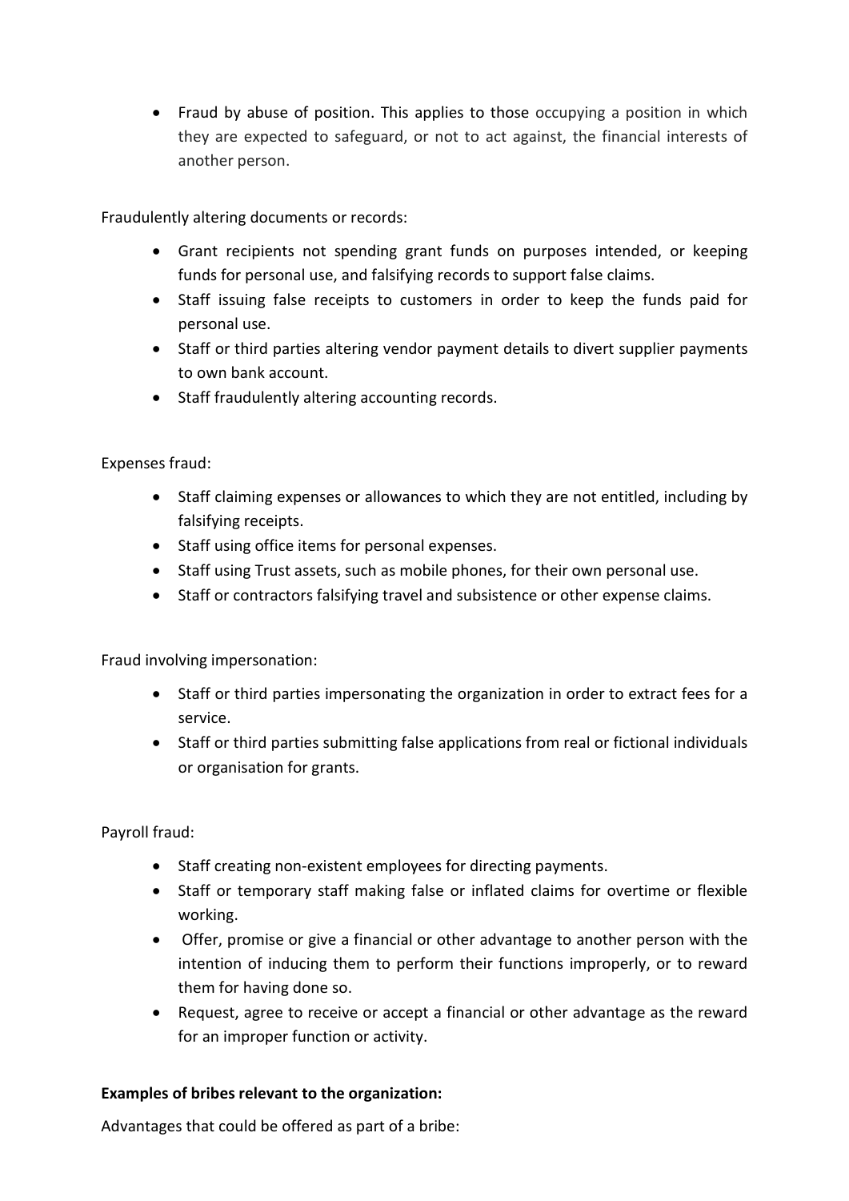- Fraud by abuse of position. This applies to those occupying a position in which they are expected to safeguard, or not to act against, the financial interests of another person.

Fraudulently altering documents or records:

- Grant recipients not spending grant funds on purposes intended, or keeping funds for personal use, and falsifying records to support false claims.
- Staff issuing false receipts to customers in order to keep the funds paid for personal use.
- Staff or third parties altering vendor payment details to divert supplier payments to own bank account.
- Staff fraudulently altering accounting records.

Expenses fraud:

- Staff claiming expenses or allowances to which they are not entitled, including by falsifying receipts.
- Staff using office items for personal expenses.
- Staff using Trust assets, such as mobile phones, for their own personal use.
- Staff or contractors falsifying travel and subsistence or other expense claims.

Fraud involving impersonation:

- Staff or third parties impersonating the organization in order to extract fees for a service.
- Staff or third parties submitting false applications from real or fictional individuals or organisation for grants.

Payroll fraud:

- Staff creating non-existent employees for directing payments.
- Staff or temporary staff making false or inflated claims for overtime or flexible working.
- Offer, promise or give a financial or other advantage to another person with the intention of inducing them to perform their functions improperly, or to reward them for having done so.
- Request, agree to receive or accept a financial or other advantage as the reward for an improper function or activity.

**Examples of bribes relevant to the organization:**

Advantages that could be offered as part of a bribe: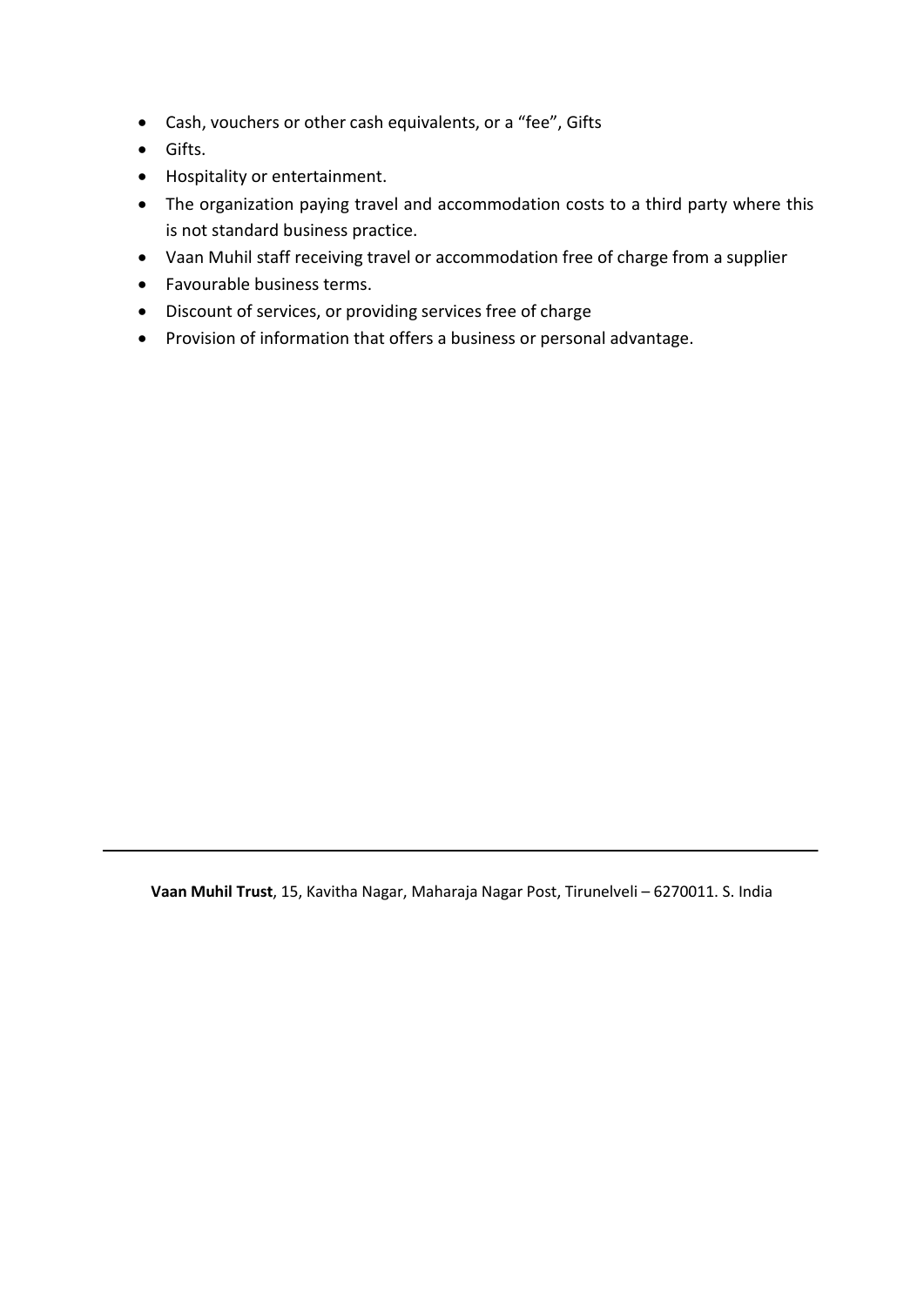- Cash, vouchers or other cash equivalents, or a “fee”, Gifts
- Gifts.
- Hospitality or entertainment.
- The organization paying travel and accommodation costs to a third party where this is not standard business practice.
- Vaan Muhil staff receiving travel or accommodation free of charge from a supplier
- Favourable business terms.
- Discount of services, or providing services free of charge
- Provision of information that offers a business or personal advantage.